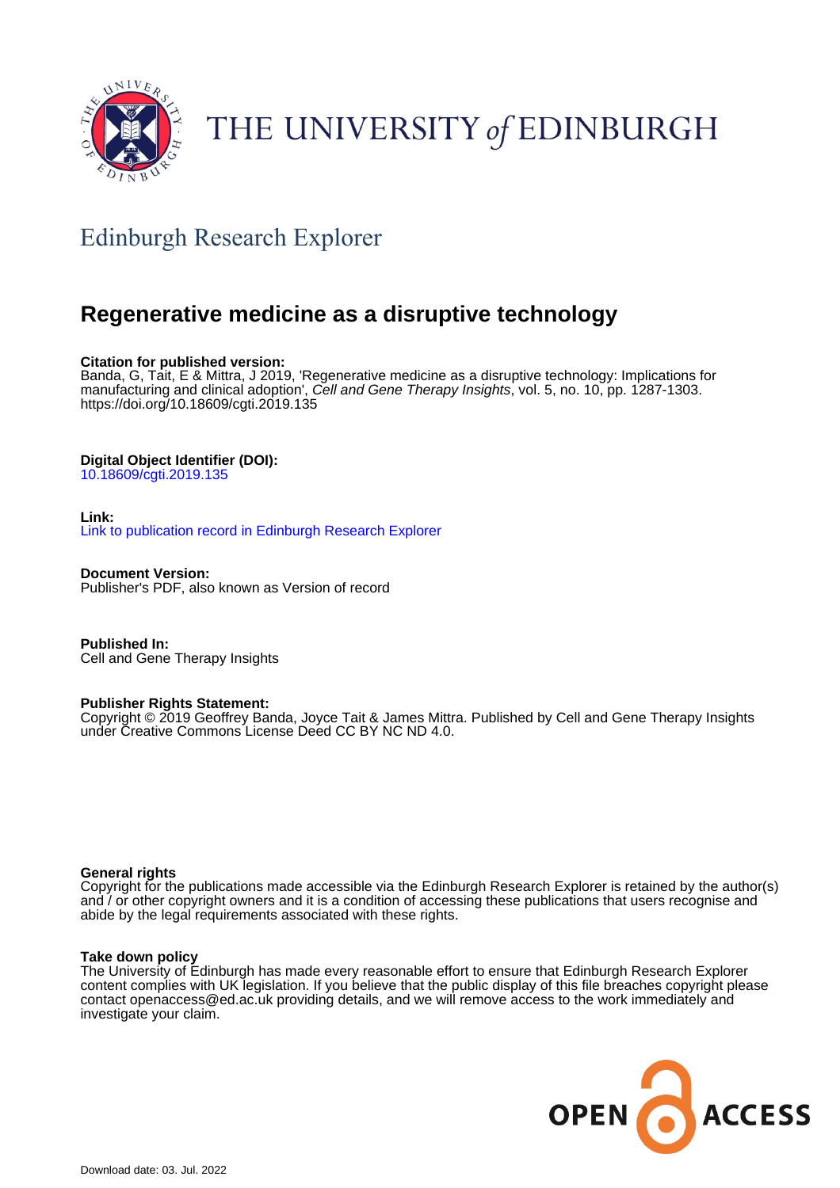# THE UNIVERSITY of EDINBURGH

## Edinburgh Research Explorer

# Regenerative medicine as a disruptive technology

**Citation for published version:**
Banda, G, Tait, E & Mittra, J 2019, 'Regenerative medicine as a disruptive technology: Implications for manufacturing and clinical adoption', *Cell and Gene Therapy Insights*, vol. 5, no. 10, pp. 1287-1303. https://doi.org/10.18609/cgti.2019.135

**Digital Object Identifier (DOI):**
10.18609/cgti.2019.135

**Link:**
Link to publication record in Edinburgh Research Explorer

**Document Version:**
Publisher's PDF, also known as Version of record

**Published In:**
Cell and Gene Therapy Insights

**Publisher Rights Statement:**
Copyright © 2019 Geoffrey Banda, Joyce Tait & James Mittra. Published by Cell and Gene Therapy Insights under Creative Commons License Deed CC BY NC ND 4.0.

**General rights**
Copyright for the publications made accessible via the Edinburgh Research Explorer is retained by the author(s) and / or other copyright owners and it is a condition of accessing these publications that users recognise and abide by the legal requirements associated with these rights.

**Take down policy**
The University of Edinburgh has made every reasonable effort to ensure that Edinburgh Research Explorer content complies with UK legislation. If you believe that the public display of this file breaches copyright please contact openaccess@ed.ac.uk providing details, and we will remove access to the work immediately and investigate your claim.

OPEN ACCESS

Download date: 03. Jul. 2022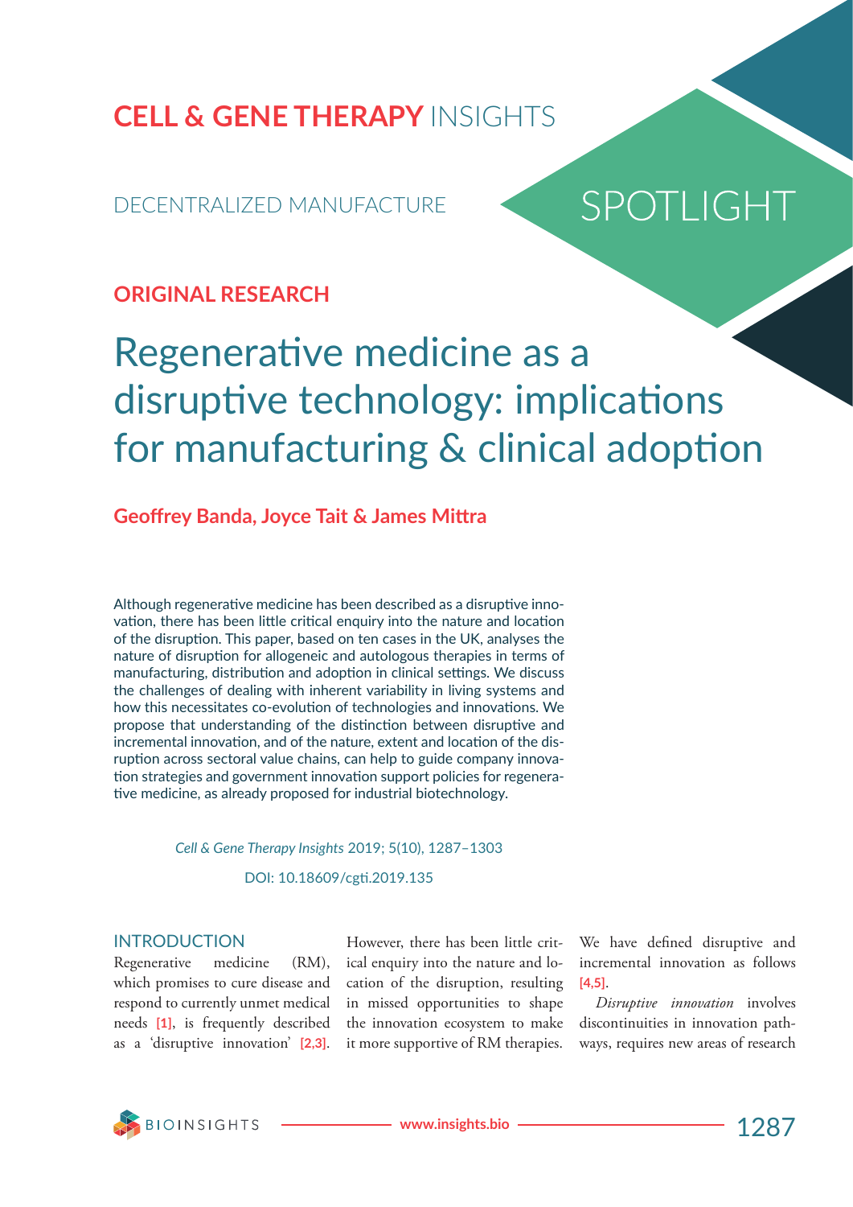CELL & GENE THERAPY INSIGHTS

DECENTRALIZED MANUFACTURE

SPOTLIGHT

## ORIGINAL RESEARCH

# Regenerative medicine as a disruptive technology: implications for manufacturing & clinical adoption

**Geoffrey Banda, Joyce Tait & James Mittra**

Although regenerative medicine has been described as a disruptive innovation, there has been little critical enquiry into the nature and location of the disruption. This paper, based on ten cases in the UK, analyses the nature of disruption for allogeneic and autologous therapies in terms of manufacturing, distribution and adoption in clinical settings. We discuss the challenges of dealing with inherent variability in living systems and how this necessitates co-evolution of technologies and innovations. We propose that understanding of the distinction between disruptive and incremental innovation, and of the nature, extent and location of the disruption across sectoral value chains, can help to guide company innovation strategies and government innovation support policies for regenerative medicine, as already proposed for industrial biotechnology.

*Cell & Gene Therapy Insights* 2019; 5(10), 1287–1303

DOI: 10.18609/cgti.2019.135

## INTRODUCTION

Regenerative medicine (RM), which promises to cure disease and respond to currently unmet medical needs [1], is frequently described as a 'disruptive innovation' [2,3]. However, there has been little critical enquiry into the nature and location of the disruption, resulting in missed opportunities to shape the innovation ecosystem to make it more supportive of RM therapies. We have defined disruptive and incremental innovation as follows [4,5].

*Disruptive innovation* involves discontinuities in innovation pathways, requires new areas of research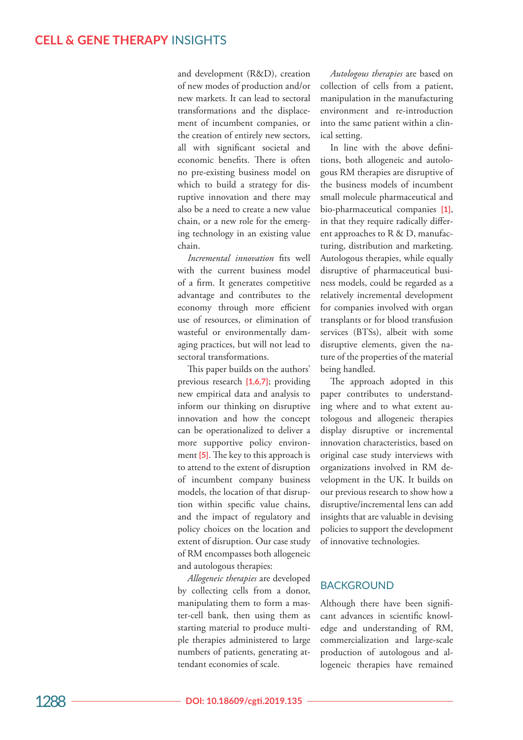and development (R&D), creation of new modes of production and/or new markets. It can lead to sectoral transformations and the displacement of incumbent companies, or the creation of entirely new sectors, all with significant societal and economic benefits. There is often no pre-existing business model on which to build a strategy for disruptive innovation and there may also be a need to create a new value chain, or a new role for the emerging technology in an existing value chain.

*Incremental innovation* fits well with the current business model of a firm. It generates competitive advantage and contributes to the economy through more efficient use of resources, or elimination of wasteful or environmentally damaging practices, but will not lead to sectoral transformations.

This paper builds on the authors' previous research [1,6,7]; providing new empirical data and analysis to inform our thinking on disruptive innovation and how the concept can be operationalized to deliver a more supportive policy environment [5]. The key to this approach is to attend to the extent of disruption of incumbent company business models, the location of that disruption within specific value chains, and the impact of regulatory and policy choices on the location and extent of disruption. Our case study of RM encompasses both allogeneic and autologous therapies:

*Allogeneic therapies* are developed by collecting cells from a donor, manipulating them to form a master-cell bank, then using them as starting material to produce multiple therapies administered to large numbers of patients, generating attendant economies of scale.

*Autologous therapies* are based on collection of cells from a patient, manipulation in the manufacturing environment and re-introduction into the same patient within a clinical setting.

In line with the above definitions, both allogeneic and autologous RM therapies are disruptive of the business models of incumbent small molecule pharmaceutical and bio-pharmaceutical companies [1], in that they require radically different approaches to R & D, manufacturing, distribution and marketing. Autologous therapies, while equally disruptive of pharmaceutical business models, could be regarded as a relatively incremental development for companies involved with organ transplants or for blood transfusion services (BTSs), albeit with some disruptive elements, given the nature of the properties of the material being handled.

The approach adopted in this paper contributes to understanding where and to what extent autologous and allogeneic therapies display disruptive or incremental innovation characteristics, based on original case study interviews with organizations involved in RM development in the UK. It builds on our previous research to show how a disruptive/incremental lens can add insights that are valuable in devising policies to support the development of innovative technologies.

## BACKGROUND

Although there have been significant advances in scientific knowledge and understanding of RM, commercialization and large-scale production of autologous and allogeneic therapies have remained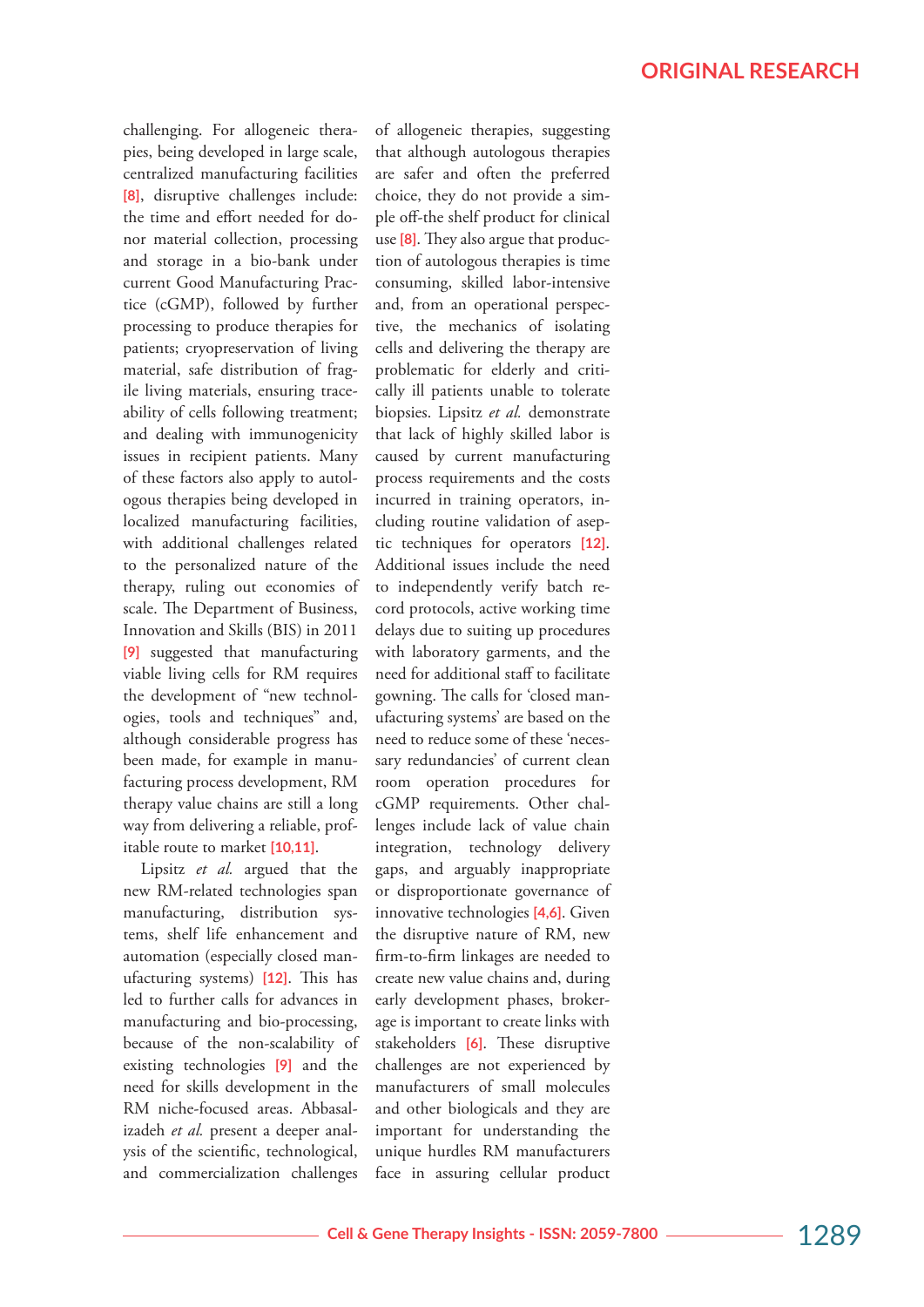challenging. For allogeneic therapies, being developed in large scale, centralized manufacturing facilities [8], disruptive challenges include: the time and effort needed for donor material collection, processing and storage in a bio-bank under current Good Manufacturing Practice (cGMP), followed by further processing to produce therapies for patients; cryopreservation of living material, safe distribution of fragile living materials, ensuring traceability of cells following treatment; and dealing with immunogenicity issues in recipient patients. Many of these factors also apply to autologous therapies being developed in localized manufacturing facilities, with additional challenges related to the personalized nature of the therapy, ruling out economies of scale. The Department of Business, Innovation and Skills (BIS) in 2011 [9] suggested that manufacturing viable living cells for RM requires the development of "new technologies, tools and techniques" and, although considerable progress has been made, for example in manufacturing process development, RM therapy value chains are still a long way from delivering a reliable, profitable route to market [10,11].

Lipsitz *et al.* argued that the new RM-related technologies span manufacturing, distribution systems, shelf life enhancement and automation (especially closed manufacturing systems) [12]. This has led to further calls for advances in manufacturing and bio-processing, because of the non-scalability of existing technologies [9] and the need for skills development in the RM niche-focused areas. Abbasalizadeh *et al.* present a deeper analysis of the scientific, technological, and commercialization challenges of allogeneic therapies, suggesting that although autologous therapies are safer and often the preferred choice, they do not provide a simple off-the shelf product for clinical use [8]. They also argue that production of autologous therapies is time consuming, skilled labor-intensive and, from an operational perspective, the mechanics of isolating cells and delivering the therapy are problematic for elderly and critically ill patients unable to tolerate biopsies. Lipsitz *et al.* demonstrate that lack of highly skilled labor is caused by current manufacturing process requirements and the costs incurred in training operators, including routine validation of aseptic techniques for operators [12]. Additional issues include the need to independently verify batch record protocols, active working time delays due to suiting up procedures with laboratory garments, and the need for additional staff to facilitate gowning. The calls for 'closed manufacturing systems' are based on the need to reduce some of these 'necessary redundancies' of current clean room operation procedures for cGMP requirements. Other challenges include lack of value chain integration, technology delivery gaps, and arguably inappropriate or disproportionate governance of innovative technologies [4,6]. Given the disruptive nature of RM, new firm-to-firm linkages are needed to create new value chains and, during early development phases, brokerage is important to create links with stakeholders [6]. These disruptive challenges are not experienced by manufacturers of small molecules and other biologicals and they are important for understanding the unique hurdles RM manufacturers face in assuring cellular product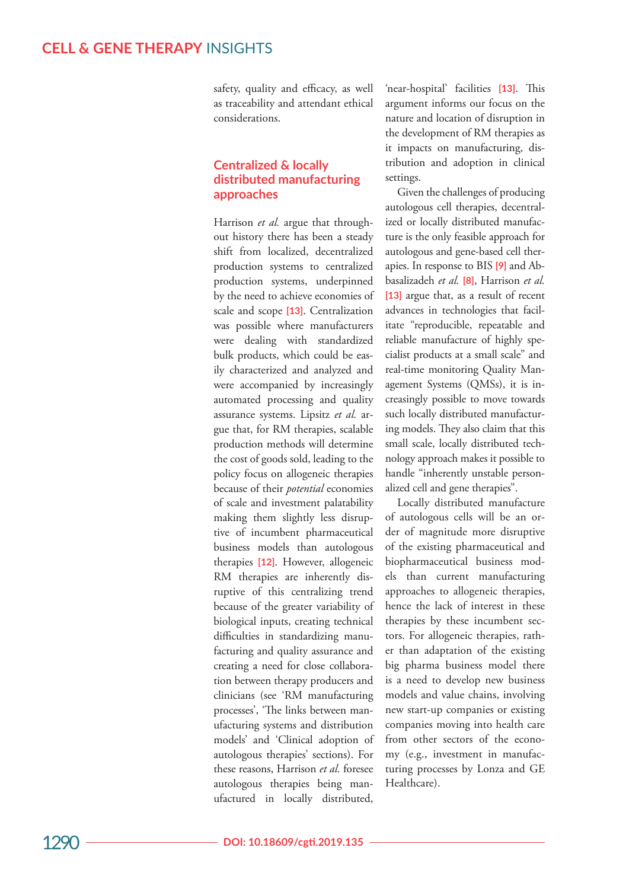safety, quality and efficacy, as well as traceability and attendant ethical considerations.

## Centralized & locally distributed manufacturing approaches

Harrison *et al.* argue that throughout history there has been a steady shift from localized, decentralized production systems to centralized production systems, underpinned by the need to achieve economies of scale and scope [13]. Centralization was possible where manufacturers were dealing with standardized bulk products, which could be easily characterized and analyzed and were accompanied by increasingly automated processing and quality assurance systems. Lipsitz *et al.* argue that, for RM therapies, scalable production methods will determine the cost of goods sold, leading to the policy focus on allogeneic therapies because of their *potential* economies of scale and investment palatability making them slightly less disruptive of incumbent pharmaceutical business models than autologous therapies [12]. However, allogeneic RM therapies are inherently disruptive of this centralizing trend because of the greater variability of biological inputs, creating technical difficulties in standardizing manufacturing and quality assurance and creating a need for close collaboration between therapy producers and clinicians (see 'RM manufacturing processes', 'The links between manufacturing systems and distribution models' and 'Clinical adoption of autologous therapies' sections). For these reasons, Harrison *et al.* foresee autologous therapies being manufactured in locally distributed, 'near-hospital' facilities [13]. This argument informs our focus on the nature and location of disruption in the development of RM therapies as it impacts on manufacturing, distribution and adoption in clinical settings.

Given the challenges of producing autologous cell therapies, decentralized or locally distributed manufacture is the only feasible approach for autologous and gene-based cell therapies. In response to BIS [9] and Abbasalizadeh *et al.* [8], Harrison *et al.* [13] argue that, as a result of recent advances in technologies that facilitate "reproducible, repeatable and reliable manufacture of highly specialist products at a small scale" and real-time monitoring Quality Management Systems (QMSs), it is increasingly possible to move towards such locally distributed manufacturing models. They also claim that this small scale, locally distributed technology approach makes it possible to handle "inherently unstable personalized cell and gene therapies".

Locally distributed manufacture of autologous cells will be an order of magnitude more disruptive of the existing pharmaceutical and biopharmaceutical business models than current manufacturing approaches to allogeneic therapies, hence the lack of interest in these therapies by these incumbent sectors. For allogeneic therapies, rather than adaptation of the existing big pharma business model there is a need to develop new business models and value chains, involving new start-up companies or existing companies moving into health care from other sectors of the economy (e.g., investment in manufacturing processes by Lonza and GE Healthcare).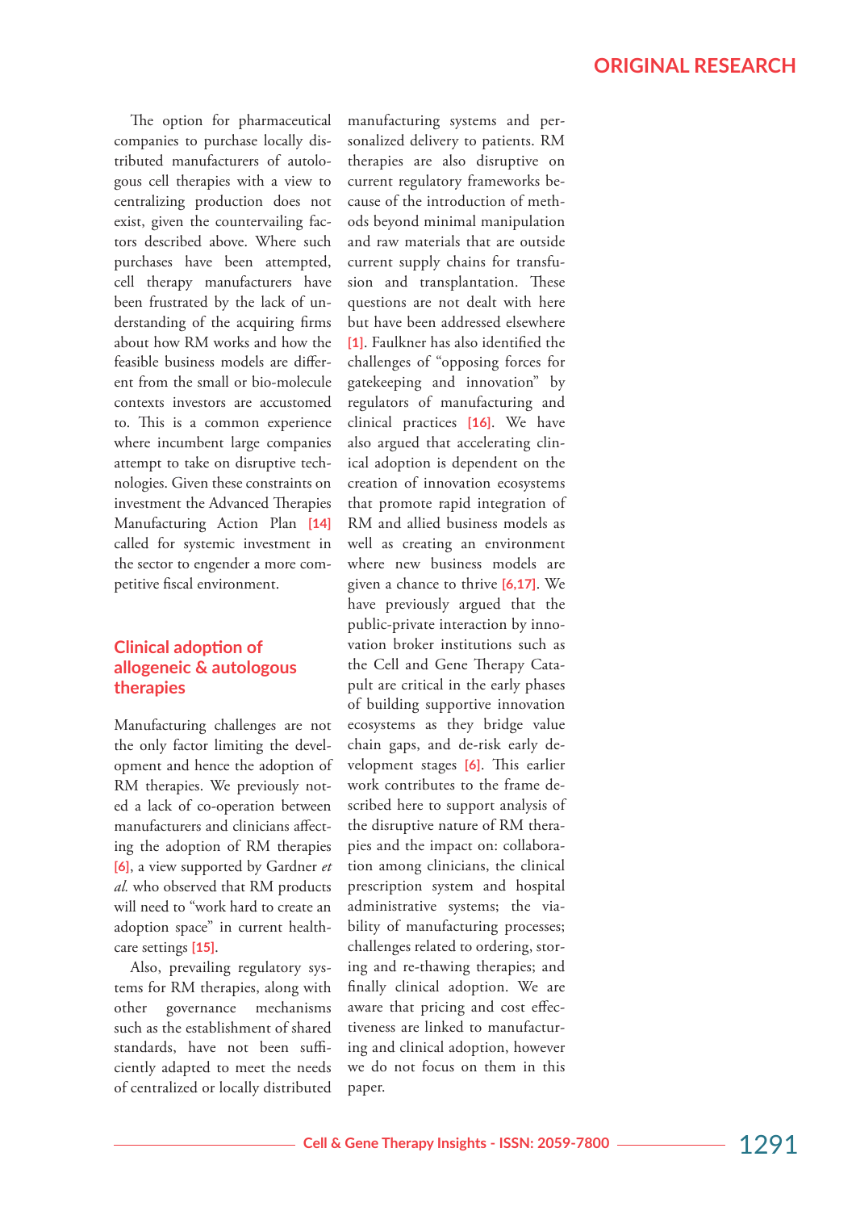The option for pharmaceutical companies to purchase locally distributed manufacturers of autologous cell therapies with a view to centralizing production does not exist, given the countervailing factors described above. Where such purchases have been attempted, cell therapy manufacturers have been frustrated by the lack of understanding of the acquiring firms about how RM works and how the feasible business models are different from the small or bio-molecule contexts investors are accustomed to. This is a common experience where incumbent large companies attempt to take on disruptive technologies. Given these constraints on investment the Advanced Therapies Manufacturing Action Plan [14] called for systemic investment in the sector to engender a more competitive fiscal environment.

## Clinical adoption of allogeneic & autologous therapies

Manufacturing challenges are not the only factor limiting the development and hence the adoption of RM therapies. We previously noted a lack of co-operation between manufacturers and clinicians affecting the adoption of RM therapies [6], a view supported by Gardner *et al.* who observed that RM products will need to "work hard to create an adoption space" in current healthcare settings [15].

Also, prevailing regulatory systems for RM therapies, along with other governance mechanisms such as the establishment of shared standards, have not been sufficiently adapted to meet the needs of centralized or locally distributed manufacturing systems and personalized delivery to patients. RM therapies are also disruptive on current regulatory frameworks because of the introduction of methods beyond minimal manipulation and raw materials that are outside current supply chains for transfusion and transplantation. These questions are not dealt with here but have been addressed elsewhere [1]. Faulkner has also identified the challenges of "opposing forces for gatekeeping and innovation" by regulators of manufacturing and clinical practices [16]. We have also argued that accelerating clinical adoption is dependent on the creation of innovation ecosystems that promote rapid integration of RM and allied business models as well as creating an environment where new business models are given a chance to thrive [6,17]. We have previously argued that the public-private interaction by innovation broker institutions such as the Cell and Gene Therapy Catapult are critical in the early phases of building supportive innovation ecosystems as they bridge value chain gaps, and de-risk early development stages [6]. This earlier work contributes to the frame described here to support analysis of the disruptive nature of RM therapies and the impact on: collaboration among clinicians, the clinical prescription system and hospital administrative systems; the viability of manufacturing processes; challenges related to ordering, storing and re-thawing therapies; and finally clinical adoption. We are aware that pricing and cost effectiveness are linked to manufacturing and clinical adoption, however we do not focus on them in this paper.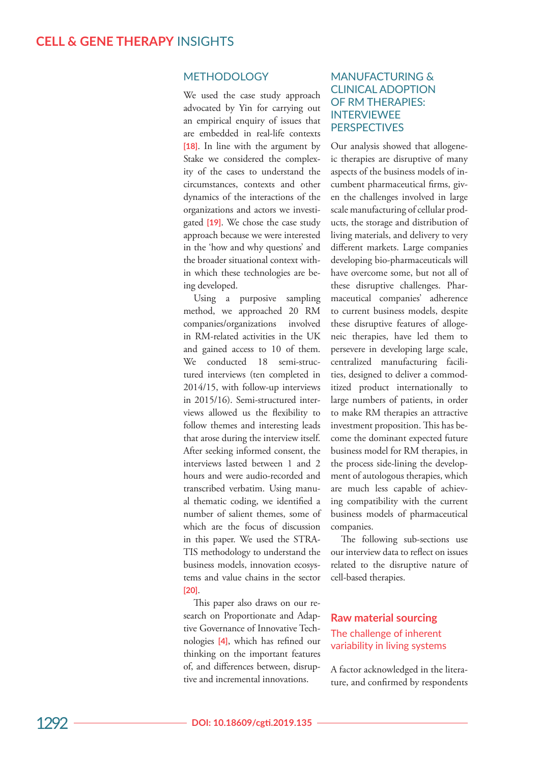## METHODOLOGY

We used the case study approach advocated by Yin for carrying out an empirical enquiry of issues that are embedded in real-life contexts [18]. In line with the argument by Stake we considered the complexity of the cases to understand the circumstances, contexts and other dynamics of the interactions of the organizations and actors we investigated [19]. We chose the case study approach because we were interested in the 'how and why questions' and the broader situational context within which these technologies are being developed.

Using a purposive sampling method, we approached 20 RM companies/organizations involved in RM-related activities in the UK and gained access to 10 of them. We conducted 18 semi-structured interviews (ten completed in 2014/15, with follow-up interviews in 2015/16). Semi-structured interviews allowed us the flexibility to follow themes and interesting leads that arose during the interview itself. After seeking informed consent, the interviews lasted between 1 and 2 hours and were audio-recorded and transcribed verbatim. Using manual thematic coding, we identified a number of salient themes, some of which are the focus of discussion in this paper. We used the STRATIS methodology to understand the business models, innovation ecosystems and value chains in the sector [20].

This paper also draws on our research on Proportionate and Adaptive Governance of Innovative Technologies [4], which has refined our thinking on the important features of, and differences between, disruptive and incremental innovations.

## MANUFACTURING & CLINICAL ADOPTION OF RM THERAPIES: INTERVIEWEE PERSPECTIVES

Our analysis showed that allogeneic therapies are disruptive of many aspects of the business models of incumbent pharmaceutical firms, given the challenges involved in large scale manufacturing of cellular products, the storage and distribution of living materials, and delivery to very different markets. Large companies developing bio-pharmaceuticals will have overcome some, but not all of these disruptive challenges. Pharmaceutical companies' adherence to current business models, despite these disruptive features of allogeneic therapies, have led them to persevere in developing large scale, centralized manufacturing facilities, designed to deliver a commoditized product internationally to large numbers of patients, in order to make RM therapies an attractive investment proposition. This has become the dominant expected future business model for RM therapies, in the process side-lining the development of autologous therapies, which are much less capable of achieving compatibility with the current business models of pharmaceutical companies.

The following sub-sections use our interview data to reflect on issues related to the disruptive nature of cell-based therapies.

### Raw material sourcing

#### The challenge of inherent variability in living systems

A factor acknowledged in the literature, and confirmed by respondents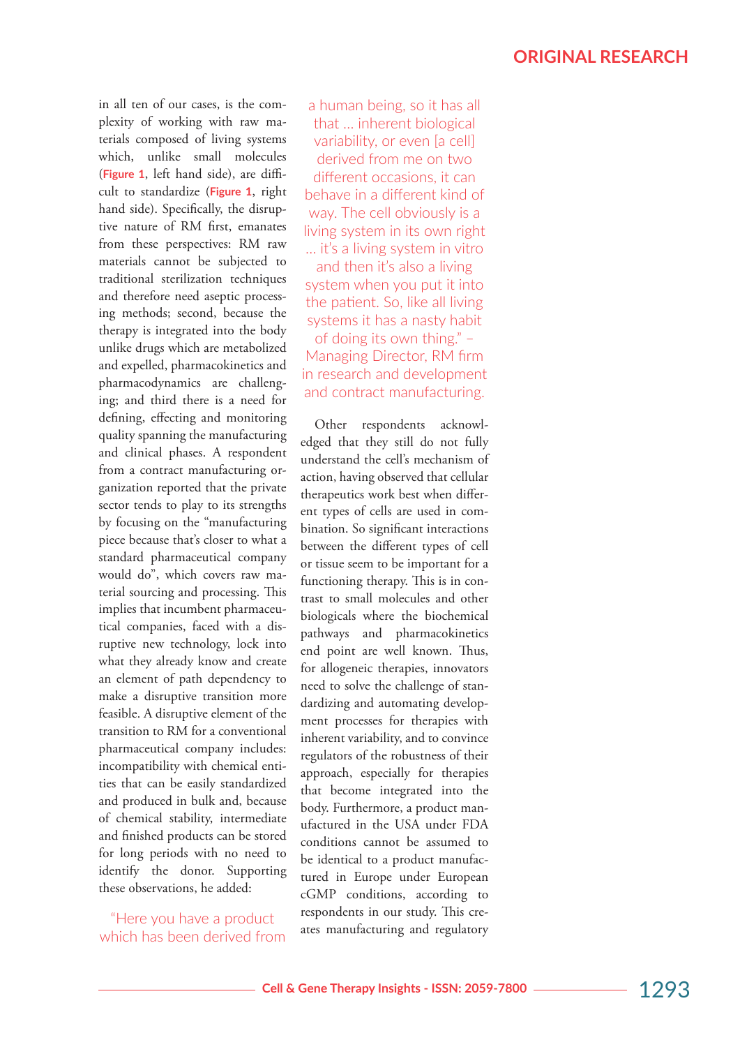in all ten of our cases, is the complexity of working with raw materials composed of living systems which, unlike small molecules (Figure 1, left hand side), are difficult to standardize (Figure 1, right hand side). Specifically, the disruptive nature of RM first, emanates from these perspectives: RM raw materials cannot be subjected to traditional sterilization techniques and therefore need aseptic processing methods; second, because the therapy is integrated into the body unlike drugs which are metabolized and expelled, pharmacokinetics and pharmacodynamics are challenging; and third there is a need for defining, effecting and monitoring quality spanning the manufacturing and clinical phases. A respondent from a contract manufacturing organization reported that the private sector tends to play to its strengths by focusing on the "manufacturing piece because that's closer to what a standard pharmaceutical company would do", which covers raw material sourcing and processing. This implies that incumbent pharmaceutical companies, faced with a disruptive new technology, lock into what they already know and create an element of path dependency to make a disruptive transition more feasible. A disruptive element of the transition to RM for a conventional pharmaceutical company includes: incompatibility with chemical entities that can be easily standardized and produced in bulk and, because of chemical stability, intermediate and finished products can be stored for long periods with no need to identify the donor. Supporting these observations, he added:

> "Here you have a product which has been derived from a human being, so it has all that … inherent biological variability, or even [a cell] derived from me on two different occasions, it can behave in a different kind of way. The cell obviously is a living system in its own right … it's a living system in vitro and then it's also a living system when you put it into the patient. So, like all living systems it has a nasty habit of doing its own thing." – Managing Director, RM firm in research and development and contract manufacturing.

Other respondents acknowledged that they still do not fully understand the cell's mechanism of action, having observed that cellular therapeutics work best when different types of cells are used in combination. So significant interactions between the different types of cell or tissue seem to be important for a functioning therapy. This is in contrast to small molecules and other biologicals where the biochemical pathways and pharmacokinetics end point are well known. Thus, for allogeneic therapies, innovators need to solve the challenge of standardizing and automating development processes for therapies with inherent variability, and to convince regulators of the robustness of their approach, especially for therapies that become integrated into the body. Furthermore, a product manufactured in the USA under FDA conditions cannot be assumed to be identical to a product manufactured in Europe under European cGMP conditions, according to respondents in our study. This creates manufacturing and regulatory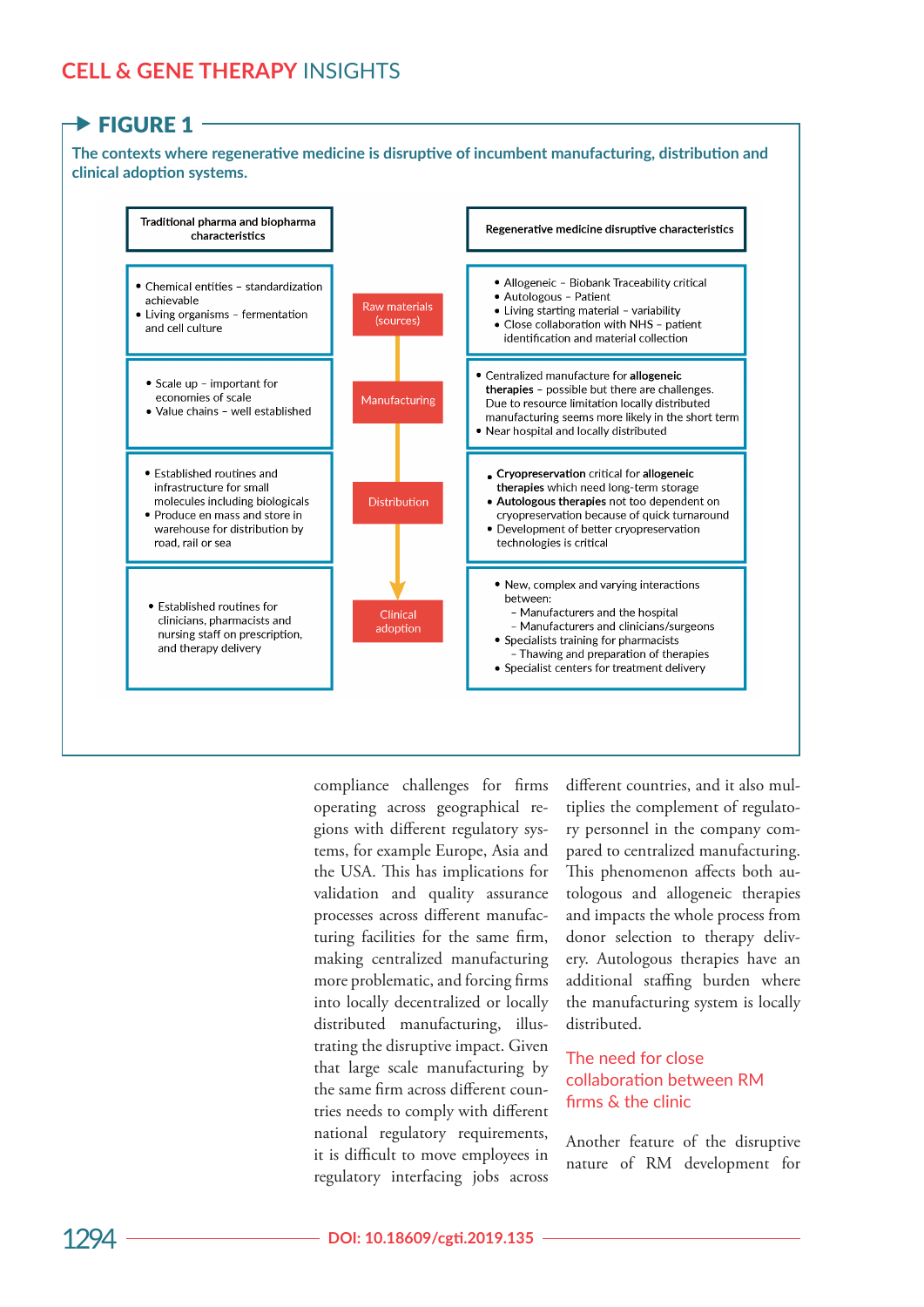## FIGURE 1

**The contexts where regenerative medicine is disruptive of incumbent manufacturing, distribution and clinical adoption systems.**

| Traditional pharma and biopharma characteristics | | Regenerative medicine disruptive characteristics |
|---|---|---|
| • Chemical entities – standardization achievable<br>• Living organisms – fermentation and cell culture | Raw materials (sources) | • Allogeneic – Biobank Traceability critical<br>• Autologous – Patient<br>• Living starting material – variability<br>• Close collaboration with NHS – patient identification and material collection |
| • Scale up – important for economies of scale<br>• Value chains – well established | Manufacturing | • Centralized manufacture for **allogeneic therapies** – possible but there are challenges. Due to resource limitation locally distributed manufacturing seems more likely in the short term<br>• Near hospital and locally distributed |
| • Established routines and infrastructure for small molecules including biologicals<br>• Produce en mass and store in warehouse for distribution by road, rail or sea | Distribution | • **Cryopreservation** critical for **allogeneic therapies** which need long-term storage<br>• **Autologous therapies** not too dependent on cryopreservation because of quick turnaround<br>• Development of better cryopreservation technologies is critical |
| • Established routines for clinicians, pharmacists and nursing staff on prescription, and therapy delivery | Clinical adoption | • New, complex and varying interactions between:<br>– Manufacturers and the hospital<br>– Manufacturers and clinicians/surgeons<br>• Specialists training for pharmacists<br>– Thawing and preparation of therapies<br>• Specialist centers for treatment delivery |

compliance challenges for firms operating across geographical regions with different regulatory systems, for example Europe, Asia and the USA. This has implications for validation and quality assurance processes across different manufacturing facilities for the same firm, making centralized manufacturing more problematic, and forcing firms into locally decentralized or locally distributed manufacturing, illustrating the disruptive impact. Given that large scale manufacturing by the same firm across different countries needs to comply with different national regulatory requirements, it is difficult to move employees in regulatory interfacing jobs across different countries, and it also multiplies the complement of regulatory personnel in the company compared to centralized manufacturing. This phenomenon affects both autologous and allogeneic therapies and impacts the whole process from donor selection to therapy delivery. Autologous therapies have an additional staffing burden where the manufacturing system is locally distributed.

### The need for close collaboration between RM firms & the clinic

Another feature of the disruptive nature of RM development for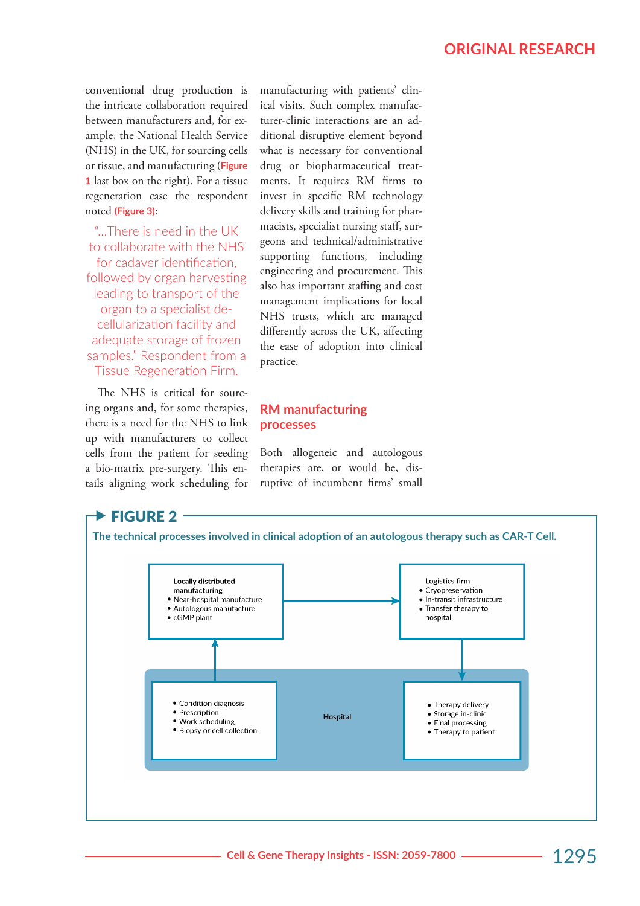conventional drug production is the intricate collaboration required between manufacturers and, for example, the National Health Service (NHS) in the UK, for sourcing cells or tissue, and manufacturing (**Figure 1** last box on the right). For a tissue regeneration case the respondent noted **(Figure 3)**:

> "…There is need in the UK to collaborate with the NHS for cadaver identification, followed by organ harvesting leading to transport of the organ to a specialist de-cellularization facility and adequate storage of frozen samples." Respondent from a Tissue Regeneration Firm.

The NHS is critical for sourcing organs and, for some therapies, there is a need for the NHS to link up with manufacturers to collect cells from the patient for seeding a bio-matrix pre-surgery. This entails aligning work scheduling for manufacturing with patients' clinical visits. Such complex manufacturer-clinic interactions are an additional disruptive element beyond what is necessary for conventional drug or biopharmaceutical treatments. It requires RM firms to invest in specific RM technology delivery skills and training for pharmacists, specialist nursing staff, surgeons and technical/administrative supporting functions, including engineering and procurement. This also has important staffing and cost management implications for local NHS trusts, which are managed differently across the UK, affecting the ease of adoption into clinical practice.

## RM manufacturing processes

Both allogeneic and autologous therapies are, or would be, disruptive of incumbent firms' small

**FIGURE 2**

**The technical processes involved in clinical adoption of an autologous therapy such as CAR-T Cell.**

Locally distributed manufacturing
- Near-hospital manufacture
- Autologous manufacture
- cGMP plant

Logistics firm
- Cryopreservation
- In-transit infrastructure
- Transfer therapy to hospital

Hospital

- Condition diagnosis
- Prescription
- Work scheduling
- Biopsy or cell collection

- Therapy delivery
- Storage in-clinic
- Final processing
- Therapy to patient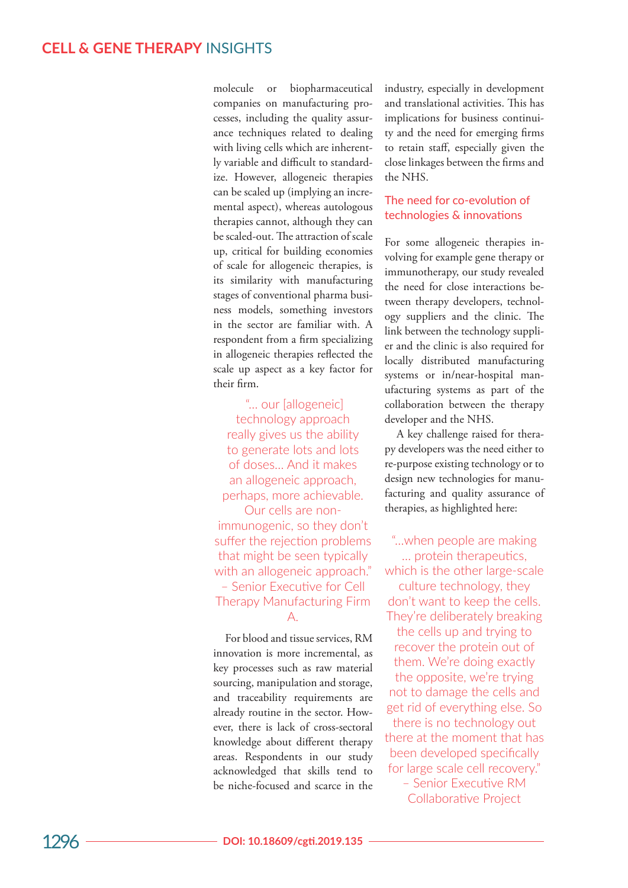molecule or biopharmaceutical companies on manufacturing processes, including the quality assurance techniques related to dealing with living cells which are inherently variable and difficult to standardize. However, allogeneic therapies can be scaled up (implying an incremental aspect), whereas autologous therapies cannot, although they can be scaled-out. The attraction of scale up, critical for building economies of scale for allogeneic therapies, is its similarity with manufacturing stages of conventional pharma business models, something investors in the sector are familiar with. A respondent from a firm specializing in allogeneic therapies reflected the scale up aspect as a key factor for their firm.

> "... our [allogeneic] technology approach really gives us the ability to generate lots and lots of doses... And it makes an allogeneic approach, perhaps, more achievable. Our cells are non-immunogenic, so they don't suffer the rejection problems that might be seen typically with an allogeneic approach." – Senior Executive for Cell Therapy Manufacturing Firm A.

For blood and tissue services, RM innovation is more incremental, as key processes such as raw material sourcing, manipulation and storage, and traceability requirements are already routine in the sector. However, there is lack of cross-sectoral knowledge about different therapy areas. Respondents in our study acknowledged that skills tend to be niche-focused and scarce in the industry, especially in development and translational activities. This has implications for business continuity and the need for emerging firms to retain staff, especially given the close linkages between the firms and the NHS.

### The need for co-evolution of technologies & innovations

For some allogeneic therapies involving for example gene therapy or immunotherapy, our study revealed the need for close interactions between therapy developers, technology suppliers and the clinic. The link between the technology supplier and the clinic is also required for locally distributed manufacturing systems or in/near-hospital manufacturing systems as part of the collaboration between the therapy developer and the NHS.

A key challenge raised for therapy developers was the need either to re-purpose existing technology or to design new technologies for manufacturing and quality assurance of therapies, as highlighted here:

> "...when people are making ... protein therapeutics, which is the other large-scale culture technology, they don't want to keep the cells. They're deliberately breaking the cells up and trying to recover the protein out of them. We're doing exactly the opposite, we're trying not to damage the cells and get rid of everything else. So there is no technology out there at the moment that has been developed specifically for large scale cell recovery." – Senior Executive RM Collaborative Project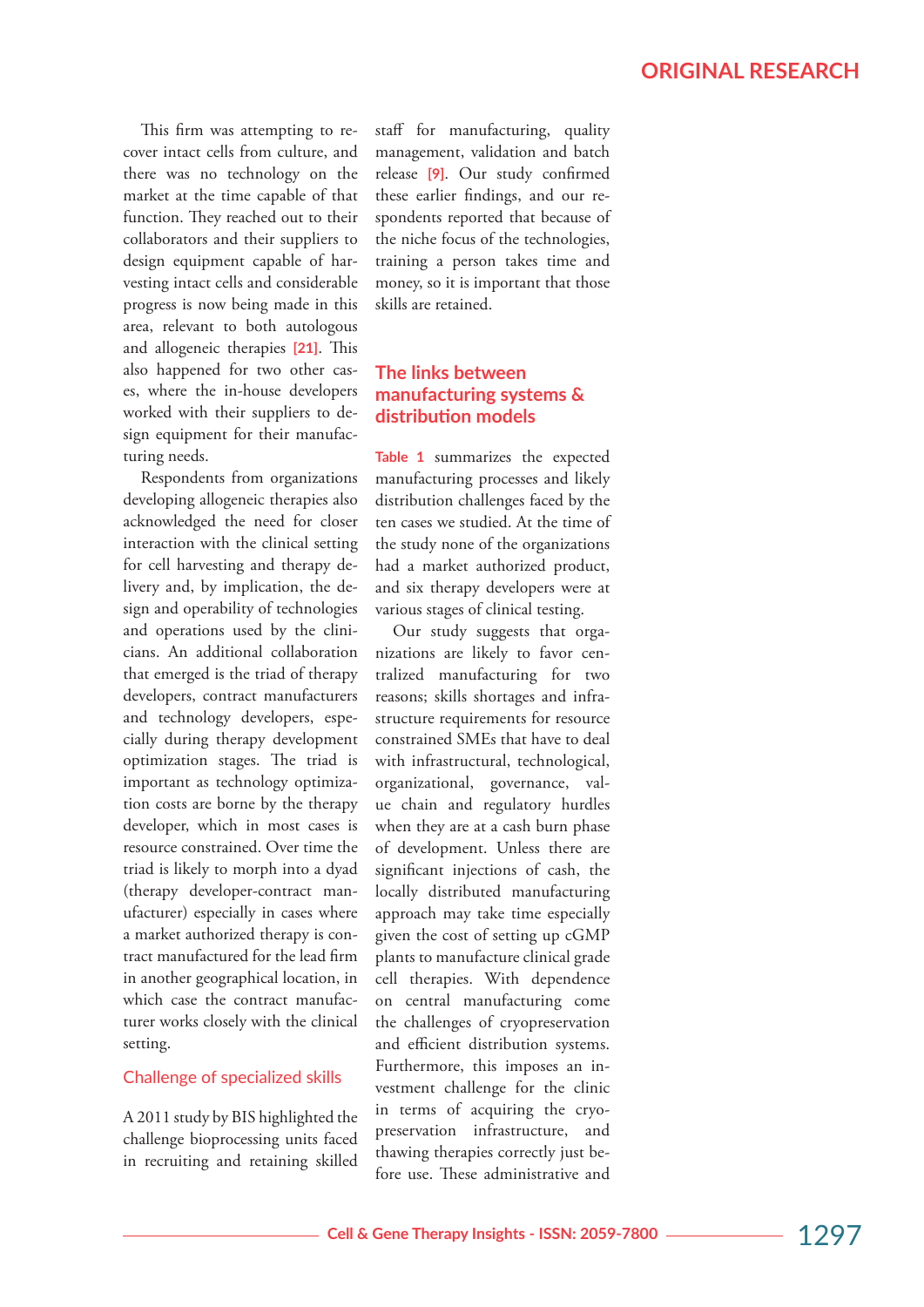This firm was attempting to recover intact cells from culture, and there was no technology on the market at the time capable of that function. They reached out to their collaborators and their suppliers to design equipment capable of harvesting intact cells and considerable progress is now being made in this area, relevant to both autologous and allogeneic therapies [21]. This also happened for two other cases, where the in-house developers worked with their suppliers to design equipment for their manufacturing needs.

Respondents from organizations developing allogeneic therapies also acknowledged the need for closer interaction with the clinical setting for cell harvesting and therapy delivery and, by implication, the design and operability of technologies and operations used by the clinicians. An additional collaboration that emerged is the triad of therapy developers, contract manufacturers and technology developers, especially during therapy development optimization stages. The triad is important as technology optimization costs are borne by the therapy developer, which in most cases is resource constrained. Over time the triad is likely to morph into a dyad (therapy developer-contract manufacturer) especially in cases where a market authorized therapy is contract manufactured for the lead firm in another geographical location, in which case the contract manufacturer works closely with the clinical setting.

### Challenge of specialized skills

A 2011 study by BIS highlighted the challenge bioprocessing units faced in recruiting and retaining skilled staff for manufacturing, quality management, validation and batch release [9]. Our study confirmed these earlier findings, and our respondents reported that because of the niche focus of the technologies, training a person takes time and money, so it is important that those skills are retained.

## The links between manufacturing systems & distribution models

Table 1 summarizes the expected manufacturing processes and likely distribution challenges faced by the ten cases we studied. At the time of the study none of the organizations had a market authorized product, and six therapy developers were at various stages of clinical testing.

Our study suggests that organizations are likely to favor centralized manufacturing for two reasons; skills shortages and infrastructure requirements for resource constrained SMEs that have to deal with infrastructural, technological, organizational, governance, value chain and regulatory hurdles when they are at a cash burn phase of development. Unless there are significant injections of cash, the locally distributed manufacturing approach may take time especially given the cost of setting up cGMP plants to manufacture clinical grade cell therapies. With dependence on central manufacturing come the challenges of cryopreservation and efficient distribution systems. Furthermore, this imposes an investment challenge for the clinic in terms of acquiring the cryopreservation infrastructure, and thawing therapies correctly just before use. These administrative and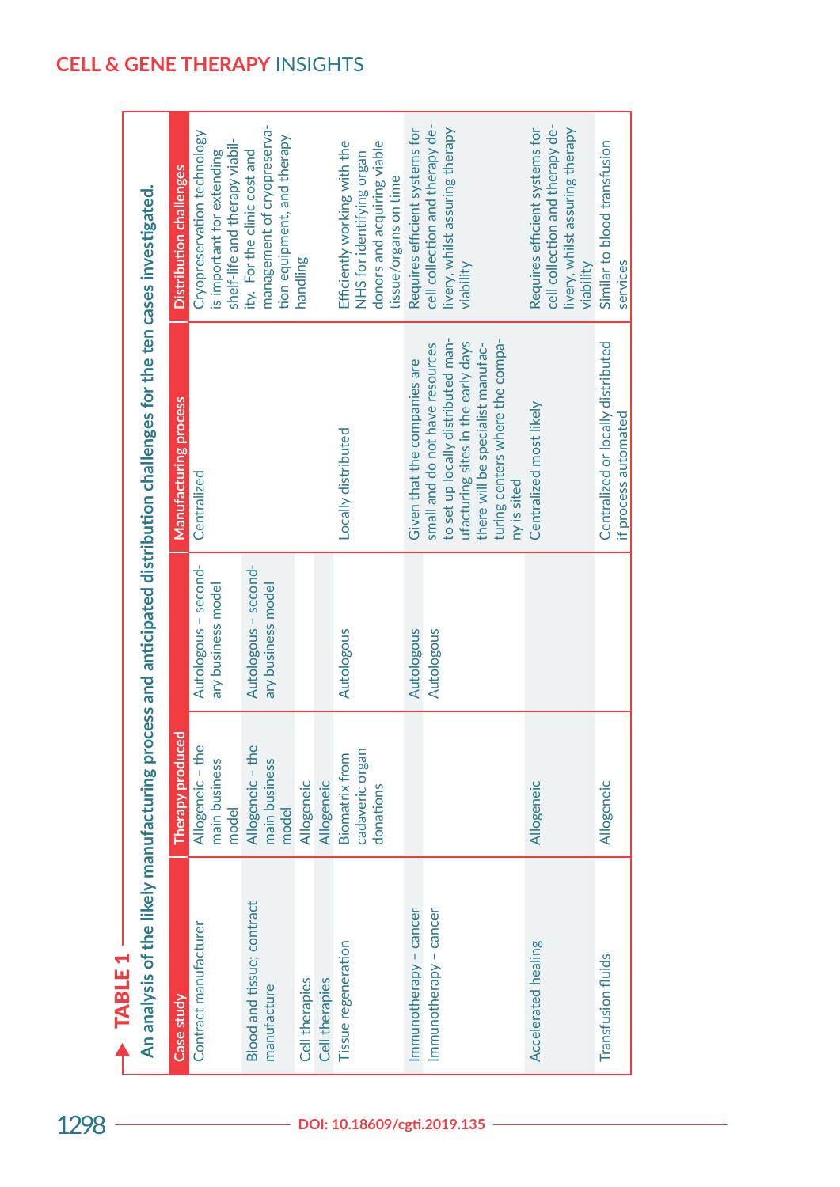**TABLE 1**

An analysis of the likely manufacturing process and anticipated distribution challenges for the ten cases investigated.

| Case study | Therapy produced | | Manufacturing process | Distribution challenges |
|---|---|---|---|---|
| Contract manufacturer | Allogeneic – the main business model | Autologous – secondary business model | Centralized | Cryopreservation technology is important for extending shelf-life and therapy viability. For the clinic cost and management of cryopreservation equipment, and therapy handling |
| Blood and tissue; contract manufacture | Allogeneic – the main business model | Autologous – secondary business model | | |
| Cell therapies | Allogeneic | | | |
| Cell therapies | Allogeneic | | | |
| Tissue regeneration | Biomatrix from cadaveric organ donations | Autologous | Locally distributed | Efficiently working with the NHS for identifying organ donors and acquiring viable tissue/organs on time |
| Immunotherapy – cancer | | Autologous | Given that the companies are small and do not have resources to set up locally distributed manufacturing sites in the early days there will be specialist manufacturing centers where the company is sited | Requires efficient systems for cell collection and therapy delivery, whilst assuring therapy viability |
| Immunotherapy – cancer | | Autologous | | |
| Accelerated healing | Allogeneic | | Centralized most likely | Requires efficient systems for cell collection and therapy delivery, whilst assuring therapy viability |
| Transfusion fluids | Allogeneic | | Centralized or locally distributed if process automated | Similar to blood transfusion services |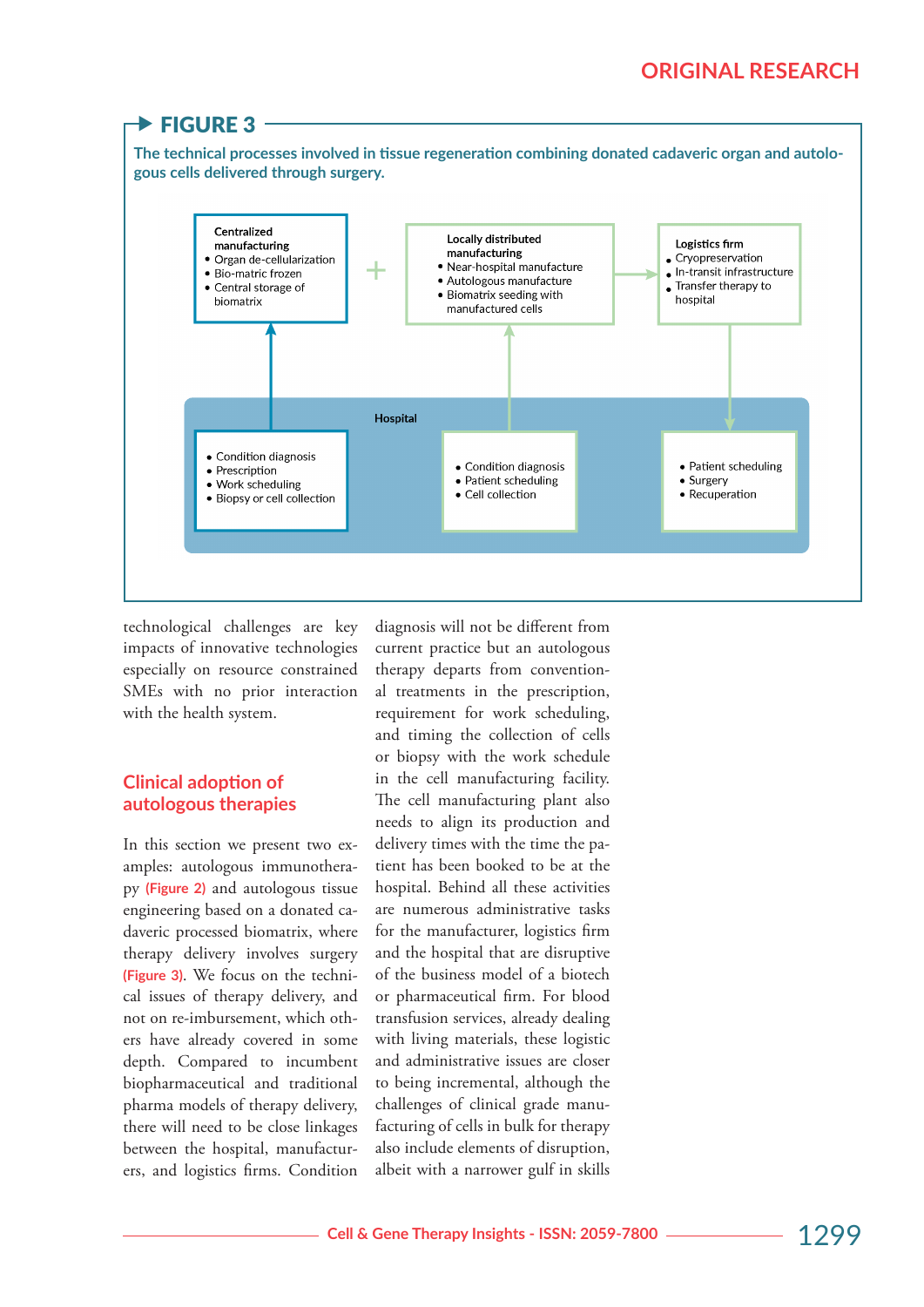## FIGURE 3

**The technical processes involved in tissue regeneration combining donated cadaveric organ and autologous cells delivered through surgery.**

**Centralized manufacturing**
- Organ de-cellularization
- Bio-matric frozen
- Central storage of biomatrix

+

**Locally distributed manufacturing**
- Near-hospital manufacture
- Autologous manufacture
- Biomatrix seeding with manufactured cells

**Logistics firm**
- Cryopreservation
- In-transit infrastructure
- Transfer therapy to hospital

**Hospital**

- Condition diagnosis
- Prescription
- Work scheduling
- Biopsy or cell collection

- Condition diagnosis
- Patient scheduling
- Cell collection

- Patient scheduling
- Surgery
- Recuperation

technological challenges are key impacts of innovative technologies especially on resource constrained SMEs with no prior interaction with the health system.

## Clinical adoption of autologous therapies

In this section we present two examples: autologous immunotherapy (Figure 2) and autologous tissue engineering based on a donated cadaveric processed biomatrix, where therapy delivery involves surgery (Figure 3). We focus on the technical issues of therapy delivery, and not on re-imbursement, which others have already covered in some depth. Compared to incumbent biopharmaceutical and traditional pharma models of therapy delivery, there will need to be close linkages between the hospital, manufacturers, and logistics firms. Condition diagnosis will not be different from current practice but an autologous therapy departs from conventional treatments in the prescription, requirement for work scheduling, and timing the collection of cells or biopsy with the work schedule in the cell manufacturing facility. The cell manufacturing plant also needs to align its production and delivery times with the time the patient has been booked to be at the hospital. Behind all these activities are numerous administrative tasks for the manufacturer, logistics firm and the hospital that are disruptive of the business model of a biotech or pharmaceutical firm. For blood transfusion services, already dealing with living materials, these logistic and administrative issues are closer to being incremental, although the challenges of clinical grade manufacturing of cells in bulk for therapy also include elements of disruption, albeit with a narrower gulf in skills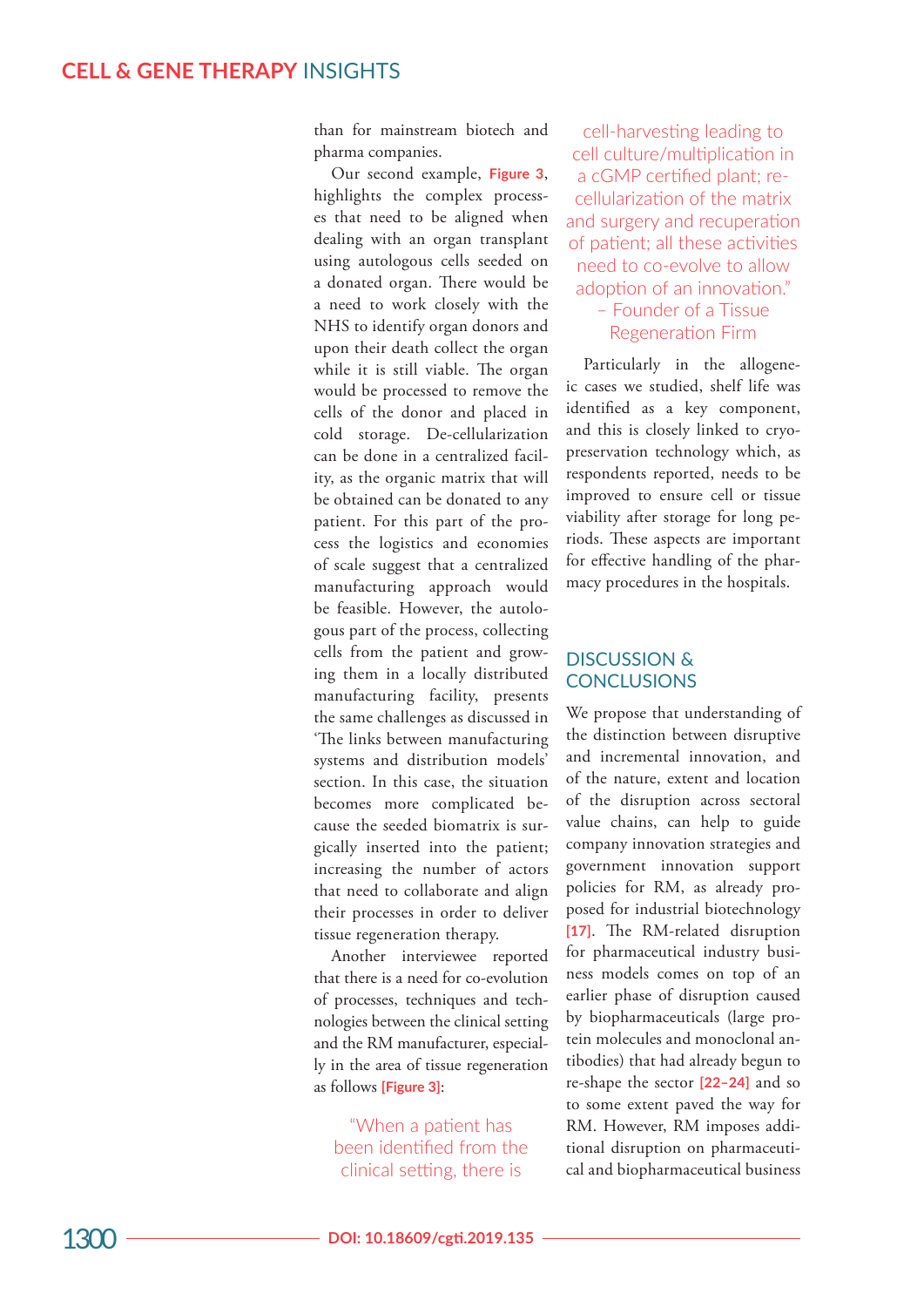than for mainstream biotech and pharma companies.

Our second example, **Figure 3**, highlights the complex processes that need to be aligned when dealing with an organ transplant using autologous cells seeded on a donated organ. There would be a need to work closely with the NHS to identify organ donors and upon their death collect the organ while it is still viable. The organ would be processed to remove the cells of the donor and placed in cold storage. De-cellularization can be done in a centralized facility, as the organic matrix that will be obtained can be donated to any patient. For this part of the process the logistics and economies of scale suggest that a centralized manufacturing approach would be feasible. However, the autologous part of the process, collecting cells from the patient and growing them in a locally distributed manufacturing facility, presents the same challenges as discussed in 'The links between manufacturing systems and distribution models' section. In this case, the situation becomes more complicated because the seeded biomatrix is surgically inserted into the patient; increasing the number of actors that need to collaborate and align their processes in order to deliver tissue regeneration therapy.

Another interviewee reported that there is a need for co-evolution of processes, techniques and technologies between the clinical setting and the RM manufacturer, especially in the area of tissue regeneration as follows [Figure 3]:

> "When a patient has been identified from the clinical setting, there is cell-harvesting leading to cell culture/multiplication in a cGMP certified plant; re-cellularization of the matrix and surgery and recuperation of patient; all these activities need to co-evolve to allow adoption of an innovation."
> – Founder of a Tissue Regeneration Firm

Particularly in the allogeneic cases we studied, shelf life was identified as a key component, and this is closely linked to cryopreservation technology which, as respondents reported, needs to be improved to ensure cell or tissue viability after storage for long periods. These aspects are important for effective handling of the pharmacy procedures in the hospitals.

## DISCUSSION & CONCLUSIONS

We propose that understanding of the distinction between disruptive and incremental innovation, and of the nature, extent and location of the disruption across sectoral value chains, can help to guide company innovation strategies and government innovation support policies for RM, as already proposed for industrial biotechnology [17]. The RM-related disruption for pharmaceutical industry business models comes on top of an earlier phase of disruption caused by biopharmaceuticals (large protein molecules and monoclonal antibodies) that had already begun to re-shape the sector [22–24] and so to some extent paved the way for RM. However, RM imposes additional disruption on pharmaceutical and biopharmaceutical business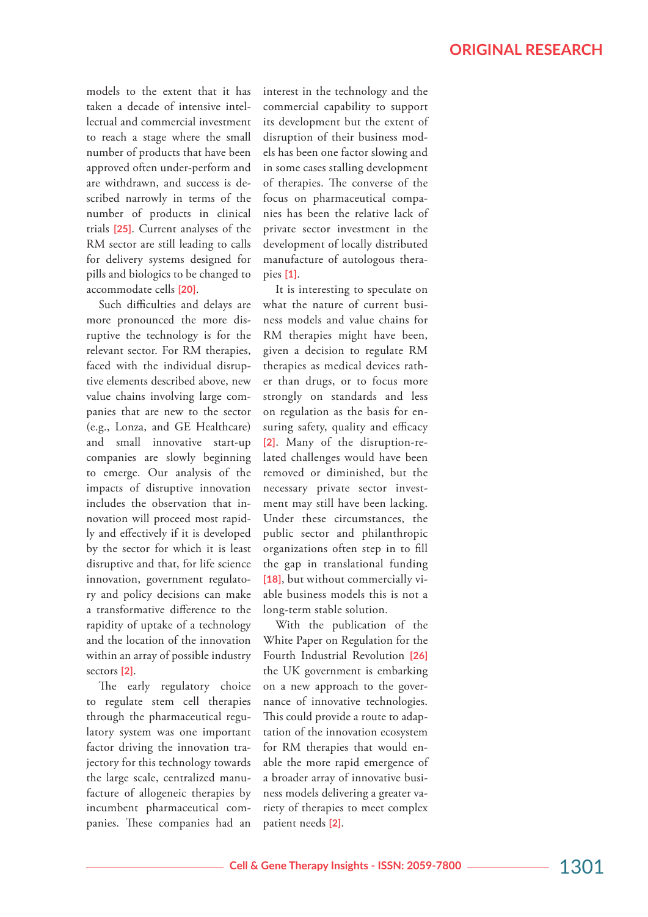models to the extent that it has taken a decade of intensive intellectual and commercial investment to reach a stage where the small number of products that have been approved often under-perform and are withdrawn, and success is described narrowly in terms of the number of products in clinical trials [25]. Current analyses of the RM sector are still leading to calls for delivery systems designed for pills and biologics to be changed to accommodate cells [20].

Such difficulties and delays are more pronounced the more disruptive the technology is for the relevant sector. For RM therapies, faced with the individual disruptive elements described above, new value chains involving large companies that are new to the sector (e.g., Lonza, and GE Healthcare) and small innovative start-up companies are slowly beginning to emerge. Our analysis of the impacts of disruptive innovation includes the observation that innovation will proceed most rapidly and effectively if it is developed by the sector for which it is least disruptive and that, for life science innovation, government regulatory and policy decisions can make a transformative difference to the rapidity of uptake of a technology and the location of the innovation within an array of possible industry sectors [2].

The early regulatory choice to regulate stem cell therapies through the pharmaceutical regulatory system was one important factor driving the innovation trajectory for this technology towards the large scale, centralized manufacture of allogeneic therapies by incumbent pharmaceutical companies. These companies had an interest in the technology and the commercial capability to support its development but the extent of disruption of their business models has been one factor slowing and in some cases stalling development of therapies. The converse of the focus on pharmaceutical companies has been the relative lack of private sector investment in the development of locally distributed manufacture of autologous therapies [1].

It is interesting to speculate on what the nature of current business models and value chains for RM therapies might have been, given a decision to regulate RM therapies as medical devices rather than drugs, or to focus more strongly on standards and less on regulation as the basis for ensuring safety, quality and efficacy [2]. Many of the disruption-related challenges would have been removed or diminished, but the necessary private sector investment may still have been lacking. Under these circumstances, the public sector and philanthropic organizations often step in to fill the gap in translational funding [18], but without commercially viable business models this is not a long-term stable solution.

With the publication of the White Paper on Regulation for the Fourth Industrial Revolution [26] the UK government is embarking on a new approach to the governance of innovative technologies. This could provide a route to adaptation of the innovation ecosystem for RM therapies that would enable the more rapid emergence of a broader array of innovative business models delivering a greater variety of therapies to meet complex patient needs [2].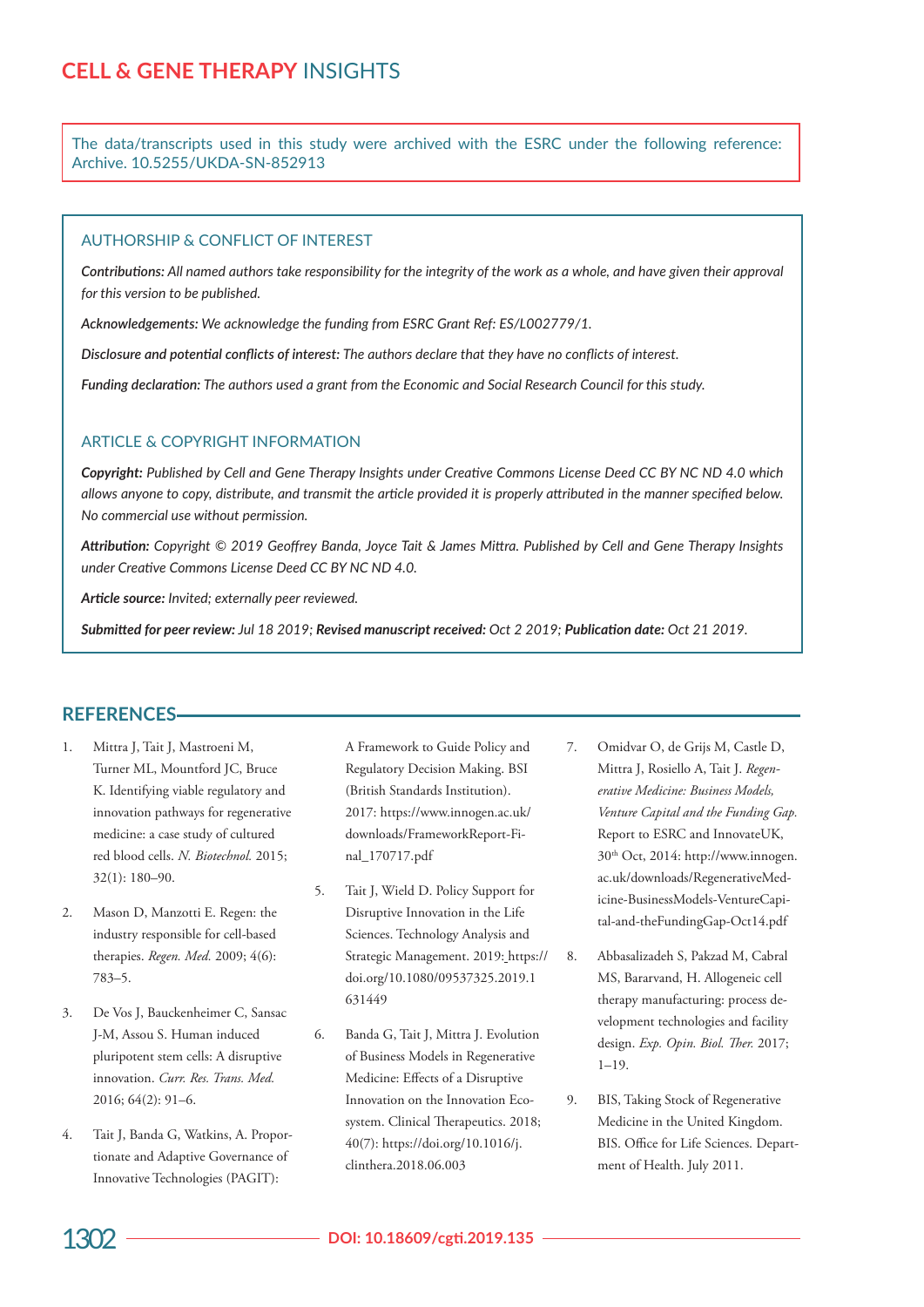The data/transcripts used in this study were archived with the ESRC under the following reference: Archive. 10.5255/UKDA-SN-852913

### AUTHORSHIP & CONFLICT OF INTEREST

***Contributions:*** *All named authors take responsibility for the integrity of the work as a whole, and have given their approval for this version to be published.*

***Acknowledgements:*** *We acknowledge the funding from ESRC Grant Ref: ES/L002779/1.*

***Disclosure and potential conflicts of interest:*** *The authors declare that they have no conflicts of interest.*

***Funding declaration:*** *The authors used a grant from the Economic and Social Research Council for this study.*

### ARTICLE & COPYRIGHT INFORMATION

***Copyright:*** *Published by Cell and Gene Therapy Insights under Creative Commons License Deed CC BY NC ND 4.0 which allows anyone to copy, distribute, and transmit the article provided it is properly attributed in the manner specified below. No commercial use without permission.*

***Attribution:*** *Copyright © 2019 Geoffrey Banda, Joyce Tait & James Mittra. Published by Cell and Gene Therapy Insights under Creative Commons License Deed CC BY NC ND 4.0.*

***Article source:*** *Invited; externally peer reviewed.*

***Submitted for peer review:*** *Jul 18 2019;* ***Revised manuscript received:*** *Oct 2 2019;* ***Publication date:*** *Oct 21 2019.*

## REFERENCES

1. Mittra J, Tait J, Mastroeni M, Turner ML, Mountford JC, Bruce K. Identifying viable regulatory and innovation pathways for regenerative medicine: a case study of cultured red blood cells. *N. Biotechnol.* 2015; 32(1): 180–90.
2. Mason D, Manzotti E. Regen: the industry responsible for cell-based therapies. *Regen. Med.* 2009; 4(6): 783–5.
3. De Vos J, Bauckenheimer C, Sansac J-M, Assou S. Human induced pluripotent stem cells: A disruptive innovation. *Curr. Res. Trans. Med.* 2016; 64(2): 91–6.
4. Tait J, Banda G, Watkins, A. Proportionate and Adaptive Governance of Innovative Technologies (PAGIT): A Framework to Guide Policy and Regulatory Decision Making. BSI (British Standards Institution). 2017: https://www.innogen.ac.uk/downloads/FrameworkReport-Final_170717.pdf
5. Tait J, Wield D. Policy Support for Disruptive Innovation in the Life Sciences. Technology Analysis and Strategic Management. 2019: https://doi.org/10.1080/09537325.2019.1631449
6. Banda G, Tait J, Mittra J. Evolution of Business Models in Regenerative Medicine: Effects of a Disruptive Innovation on the Innovation Ecosystem. Clinical Therapeutics. 2018; 40(7): https://doi.org/10.1016/j.clinthera.2018.06.003
7. Omidvar O, de Grijs M, Castle D, Mittra J, Rosiello A, Tait J. *Regenerative Medicine: Business Models, Venture Capital and the Funding Gap.* Report to ESRC and InnovateUK, 30th Oct, 2014: http://www.innogen.ac.uk/downloads/RegenerativeMedicine-BusinessModels-VentureCapital-and-theFundingGap-Oct14.pdf
8. Abbasalizadeh S, Pakzad M, Cabral MS, Bararvand, H. Allogeneic cell therapy manufacturing: process development technologies and facility design. *Exp. Opin. Biol. Ther.* 2017; 1–19.
9. BIS, Taking Stock of Regenerative Medicine in the United Kingdom. BIS. Office for Life Sciences. Department of Health. July 2011.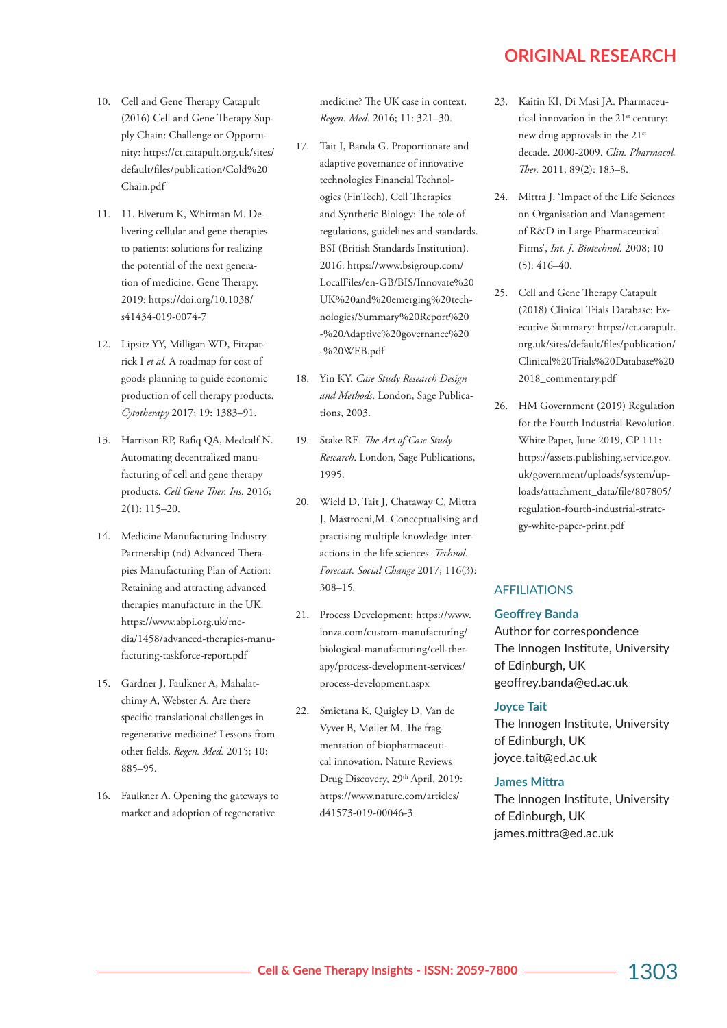10. Cell and Gene Therapy Catapult (2016) Cell and Gene Therapy Supply Chain: Challenge or Opportunity: https://ct.catapult.org.uk/sites/default/files/publication/Cold%20Chain.pdf

11. 11. Elverum K, Whitman M. Delivering cellular and gene therapies to patients: solutions for realizing the potential of the next generation of medicine. Gene Therapy. 2019: https://doi.org/10.1038/s41434-019-0074-7

12. Lipsitz YY, Milligan WD, Fitzpatrick I *et al.* A roadmap for cost of goods planning to guide economic production of cell therapy products. *Cytotherapy* 2017; 19: 1383–91.

13. Harrison RP, Rafiq QA, Medcalf N. Automating decentralized manufacturing of cell and gene therapy products. *Cell Gene Ther. Ins*. 2016; 2(1): 115–20.

14. Medicine Manufacturing Industry Partnership (nd) Advanced Therapies Manufacturing Plan of Action: Retaining and attracting advanced therapies manufacture in the UK: https://www.abpi.org.uk/media/1458/advanced-therapies-manufacturing-taskforce-report.pdf

15. Gardner J, Faulkner A, Mahalatchimy A, Webster A. Are there specific translational challenges in regenerative medicine? Lessons from other fields. *Regen. Med.* 2015; 10: 885–95.

16. Faulkner A. Opening the gateways to market and adoption of regenerative medicine? The UK case in context. *Regen. Med.* 2016; 11: 321–30.

17. Tait J, Banda G. Proportionate and adaptive governance of innovative technologies Financial Technologies (FinTech), Cell Therapies and Synthetic Biology: The role of regulations, guidelines and standards. BSI (British Standards Institution). 2016: https://www.bsigroup.com/LocalFiles/en-GB/BIS/Innovate%20UK%20and%20emerging%20technologies/Summary%20Report%20-%20Adaptive%20governance%20-%20WEB.pdf

18. Yin KY. *Case Study Research Design and Methods*. London, Sage Publications, 2003.

19. Stake RE. *The Art of Case Study Research*. London, Sage Publications, 1995.

20. Wield D, Tait J, Chataway C, Mittra J, Mastroeni,M. Conceptualising and practising multiple knowledge interactions in the life sciences. *Technol. Forecast. Social Change* 2017; 116(3): 308–15.

21. Process Development: https://www.lonza.com/custom-manufacturing/biological-manufacturing/cell-therapy/process-development-services/process-development.aspx

22. Smietana K, Quigley D, Van de Vyver B, Møller M. The fragmentation of biopharmaceutical innovation. Nature Reviews Drug Discovery, 29th April, 2019: https://www.nature.com/articles/d41573-019-00046-3

23. Kaitin KI, Di Masi JA. Pharmaceutical innovation in the 21st century: new drug approvals in the 21st decade. 2000-2009. *Clin. Pharmacol. Ther.* 2011; 89(2): 183–8.

24. Mittra J. 'Impact of the Life Sciences on Organisation and Management of R&D in Large Pharmaceutical Firms', *Int. J. Biotechnol.* 2008; 10 (5): 416–40.

25. Cell and Gene Therapy Catapult (2018) Clinical Trials Database: Executive Summary: https://ct.catapult.org.uk/sites/default/files/publication/Clinical%20Trials%20Database%202018_commentary.pdf

26. HM Government (2019) Regulation for the Fourth Industrial Revolution. White Paper, June 2019, CP 111: https://assets.publishing.service.gov.uk/government/uploads/system/uploads/attachment_data/file/807805/regulation-fourth-industrial-strategy-white-paper-print.pdf

## AFFILIATIONS

**Geoffrey Banda**
Author for correspondence
The Innogen Institute, University of Edinburgh, UK
geoffrey.banda@ed.ac.uk

**Joyce Tait**
The Innogen Institute, University of Edinburgh, UK
joyce.tait@ed.ac.uk

**James Mittra**
The Innogen Institute, University of Edinburgh, UK
james.mittra@ed.ac.uk